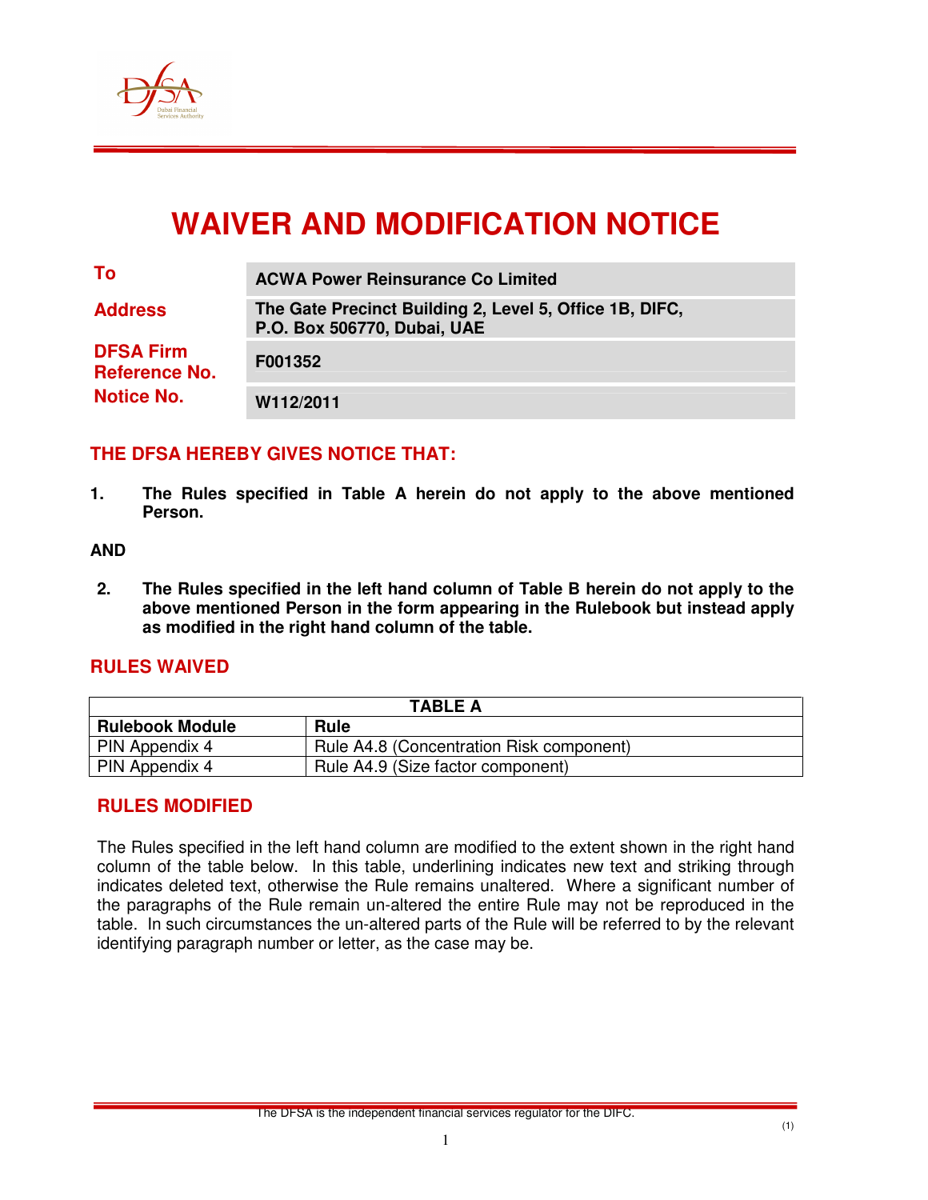# WAIVER AND MODIFICATION NOTICE

| | |
|---|---|
| **To** | **ACWA Power Reinsurance Co Limited** |
| **Address** | **The Gate Precinct Building 2, Level 5, Office 1B, DIFC, P.O. Box 506770, Dubai, UAE** |
| **DFSA Firm Reference No.** | **F001352** |
| **Notice No.** | **W112/2011** |

## THE DFSA HEREBY GIVES NOTICE THAT:

**1. The Rules specified in Table A herein do not apply to the above mentioned Person.**

**AND**

**2. The Rules specified in the left hand column of Table B herein do not apply to the above mentioned Person in the form appearing in the Rulebook but instead apply as modified in the right hand column of the table.**

## RULES WAIVED

| TABLE A | |
|---|---|
| **Rulebook Module** | **Rule** |
| PIN Appendix 4 | Rule A4.8 (Concentration Risk component) |
| PIN Appendix 4 | Rule A4.9 (Size factor component) |

## RULES MODIFIED

The Rules specified in the left hand column are modified to the extent shown in the right hand column of the table below. In this table, underlining indicates new text and striking through indicates deleted text, otherwise the Rule remains unaltered. Where a significant number of the paragraphs of the Rule remain un-altered the entire Rule may not be reproduced in the table. In such circumstances the un-altered parts of the Rule will be referred to by the relevant identifying paragraph number or letter, as the case may be.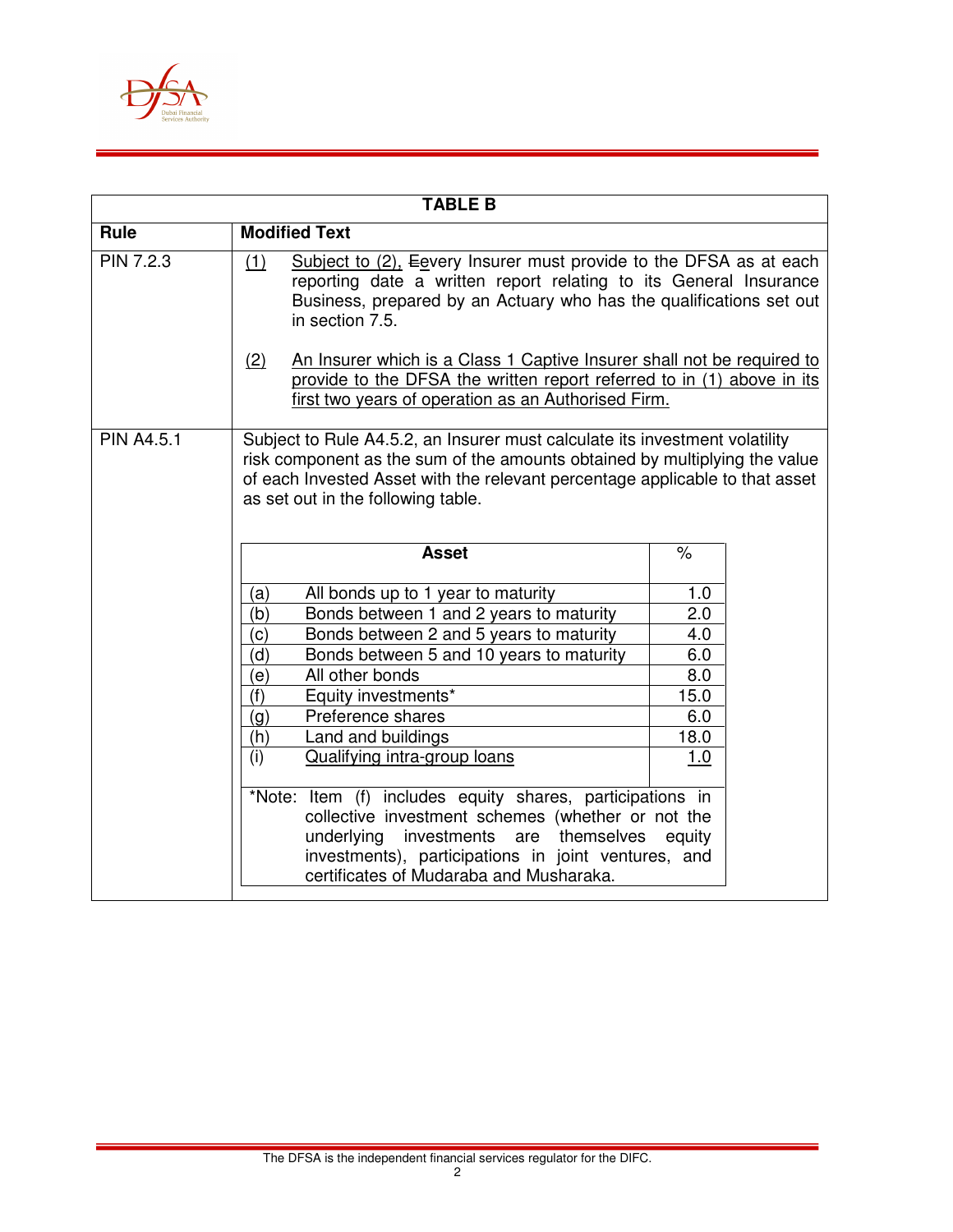**TABLE B**

| Rule | Modified Text |
|---|---|
| PIN 7.2.3 | <u>(1)</u> <u>Subject to (2),</u> ~~E~~<u>e</u>very Insurer must provide to the DFSA as at each reporting date a written report relating to its General Insurance Business, prepared by an Actuary who has the qualifications set out in section 7.5.<br><br><u>(2)</u> <u>An Insurer which is a Class 1 Captive Insurer shall not be required to provide to the DFSA the written report referred to in (1) above in its first two years of operation as an Authorised Firm.</u> |
| PIN A4.5.1 | Subject to Rule A4.5.2, an Insurer must calculate its investment volatility risk component as the sum of the amounts obtained by multiplying the value of each Invested Asset with the relevant percentage applicable to that asset as set out in the following table. |

| | Asset | % |
|---|---|---|
| (a) | All bonds up to 1 year to maturity | 1.0 |
| (b) | Bonds between 1 and 2 years to maturity | 2.0 |
| (c) | Bonds between 2 and 5 years to maturity | 4.0 |
| (d) | Bonds between 5 and 10 years to maturity | 6.0 |
| (e) | All other bonds | 8.0 |
| (f) | Equity investments* | 15.0 |
| (g) | Preference shares | 6.0 |
| (h) | Land and buildings | 18.0 |
| <u>(i)</u> | <u>Qualifying intra-group loans</u> | <u>1.0</u> |

*Note: Item (f) includes equity shares, participations in collective investment schemes (whether or not the underlying investments are themselves equity investments), participations in joint ventures, and certificates of Mudaraba and Musharaka.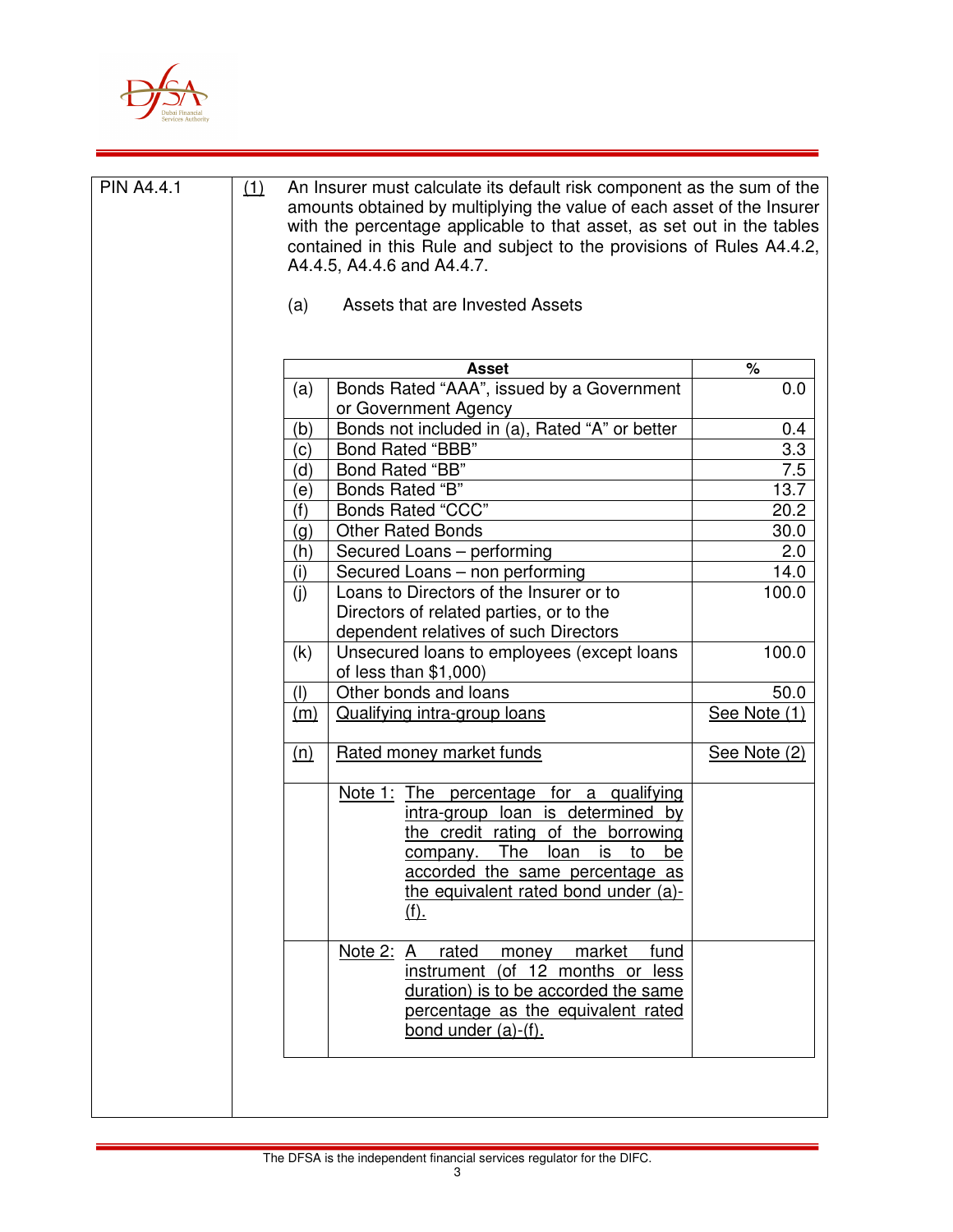**PIN A4.4.1**

(1) An Insurer must calculate its default risk component as the sum of the amounts obtained by multiplying the value of each asset of the Insurer with the percentage applicable to that asset, as set out in the tables contained in this Rule and subject to the provisions of Rules A4.4.2, A4.4.5, A4.4.6 and A4.4.7.

(a) Assets that are Invested Assets

| | Asset | % |
|---|---|---|
| (a) | Bonds Rated "AAA", issued by a Government or Government Agency | 0.0 |
| (b) | Bonds not included in (a), Rated "A" or better | 0.4 |
| (c) | Bond Rated "BBB" | 3.3 |
| (d) | Bond Rated "BB" | 7.5 |
| (e) | Bonds Rated "B" | 13.7 |
| (f) | Bonds Rated "CCC" | 20.2 |
| (g) | Other Rated Bonds | 30.0 |
| (h) | Secured Loans – performing | 2.0 |
| (i) | Secured Loans – non performing | 14.0 |
| (j) | Loans to Directors of the Insurer or to Directors of related parties, or to the dependent relatives of such Directors | 100.0 |
| (k) | Unsecured loans to employees (except loans of less than $1,000) | 100.0 |
| (l) | Other bonds and loans | 50.0 |
| (m) | Qualifying intra-group loans | See Note (1) |
| (n) | Rated money market funds | See Note (2) |
| | Note 1: The percentage for a qualifying intra-group loan is determined by the credit rating of the borrowing company. The loan is to be accorded the same percentage as the equivalent rated bond under (a)-(f). | |
| | Note 2: A rated money market fund instrument (of 12 months or less duration) is to be accorded the same percentage as the equivalent rated bond under (a)-(f). | |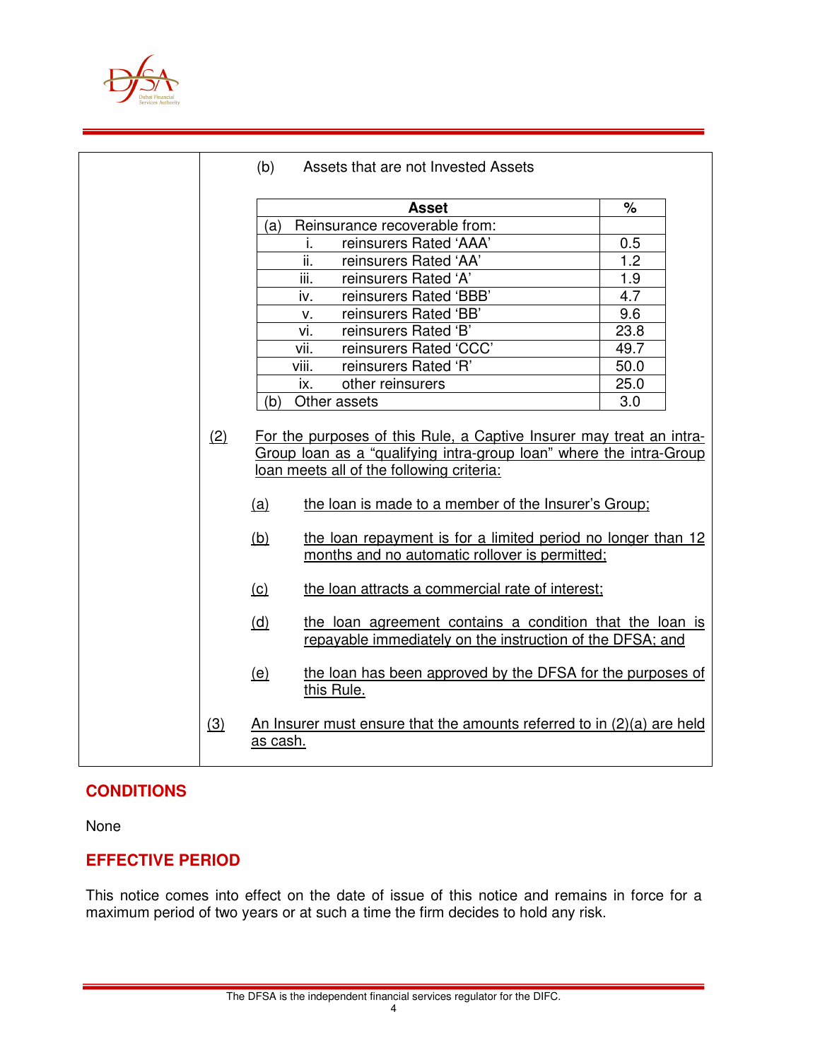(b) Assets that are not Invested Assets

| Asset | % |
|---|---|
| (a) Reinsurance recoverable from: | |
| i. reinsurers Rated 'AAA' | 0.5 |
| ii. reinsurers Rated 'AA' | 1.2 |
| iii. reinsurers Rated 'A' | 1.9 |
| iv. reinsurers Rated 'BBB' | 4.7 |
| v. reinsurers Rated 'BB' | 9.6 |
| vi. reinsurers Rated 'B' | 23.8 |
| vii. reinsurers Rated 'CCC' | 49.7 |
| viii. reinsurers Rated 'R' | 50.0 |
| ix. other reinsurers | 25.0 |
| (b) Other assets | 3.0 |

(2) For the purposes of this Rule, a Captive Insurer may treat an intra-Group loan as a "qualifying intra-group loan" where the intra-Group loan meets all of the following criteria:

(a) the loan is made to a member of the Insurer's Group;

(b) the loan repayment is for a limited period no longer than 12 months and no automatic rollover is permitted;

(c) the loan attracts a commercial rate of interest;

(d) the loan agreement contains a condition that the loan is repayable immediately on the instruction of the DFSA; and

(e) the loan has been approved by the DFSA for the purposes of this Rule.

(3) An Insurer must ensure that the amounts referred to in (2)(a) are held as cash.

## CONDITIONS

None

## EFFECTIVE PERIOD

This notice comes into effect on the date of issue of this notice and remains in force for a maximum period of two years or at such a time the firm decides to hold any risk.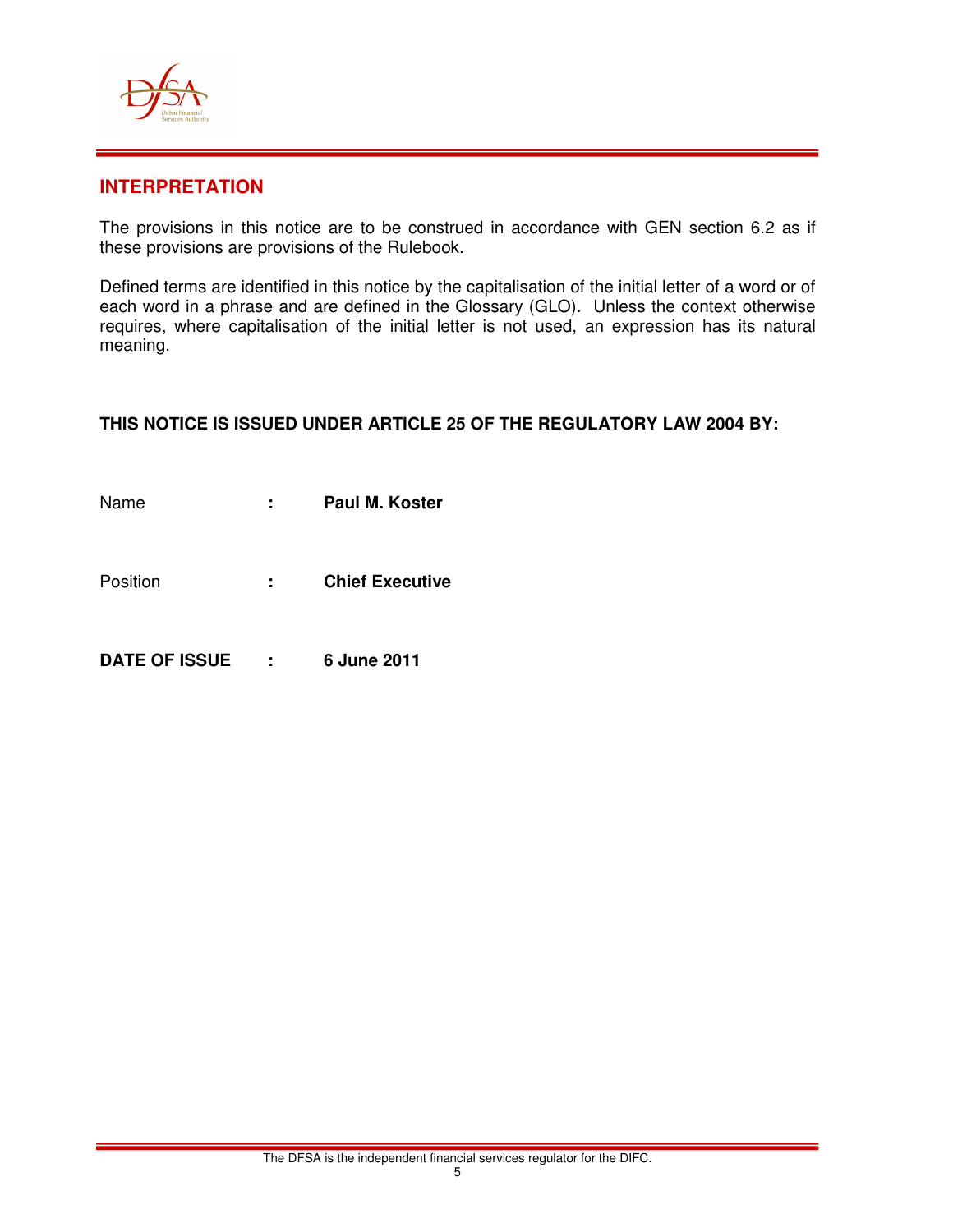## INTERPRETATION

The provisions in this notice are to be construed in accordance with GEN section 6.2 as if these provisions are provisions of the Rulebook.

Defined terms are identified in this notice by the capitalisation of the initial letter of a word or of each word in a phrase and are defined in the Glossary (GLO). Unless the context otherwise requires, where capitalisation of the initial letter is not used, an expression has its natural meaning.

**THIS NOTICE IS ISSUED UNDER ARTICLE 25 OF THE REGULATORY LAW 2004 BY:**

Name : **Paul M. Koster**

Position : **Chief Executive**

**DATE OF ISSUE : 6 June 2011**